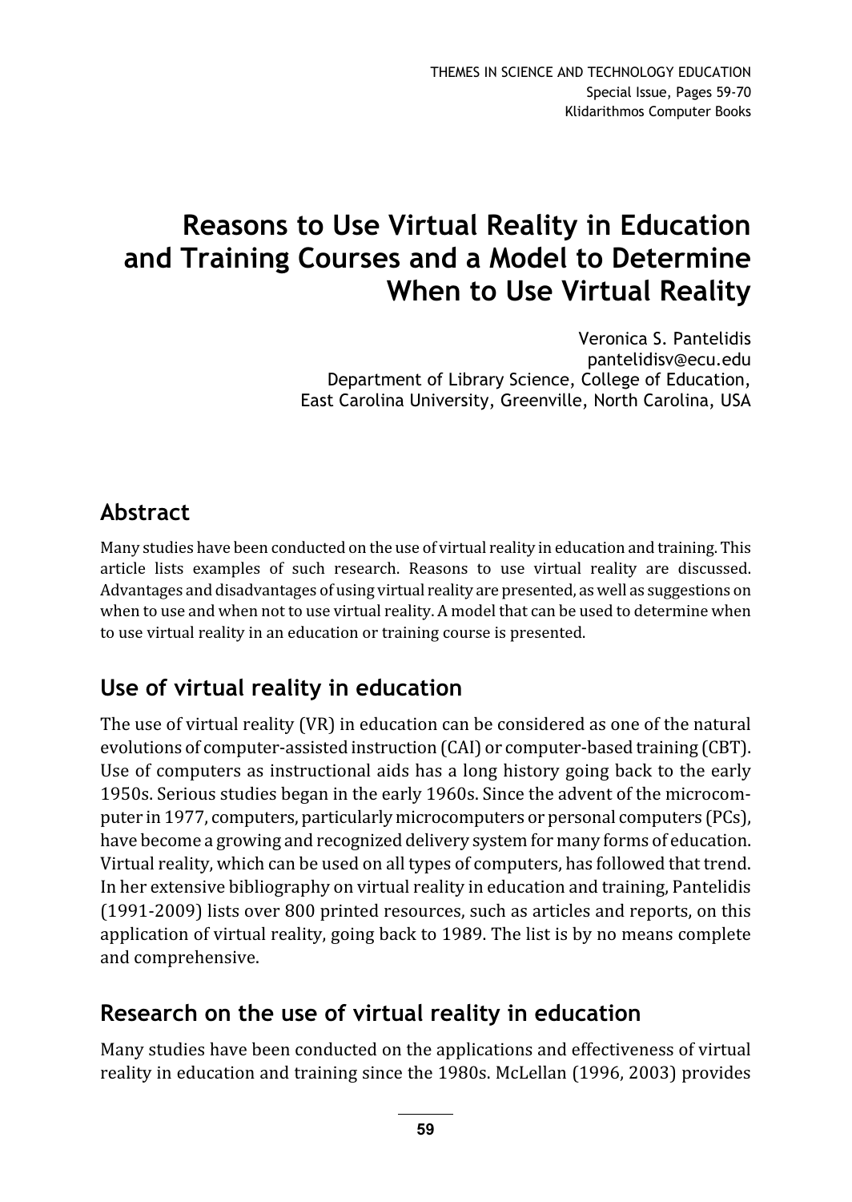# Reasons to Use Virtual Reality in Education and Training Courses and a Model to Determine When to Use Virtual Reality

Veronica S. Pantelidis
pantelidisv@ecu.edu
Department of Library Science, College of Education,
East Carolina University, Greenville, North Carolina, USA

## Abstract

Many studies have been conducted on the use of virtual reality in education and training. This article lists examples of such research. Reasons to use virtual reality are discussed. Advantages and disadvantages of using virtual reality are presented, as well as suggestions on when to use and when not to use virtual reality. A model that can be used to determine when to use virtual reality in an education or training course is presented.

## Use of virtual reality in education

The use of virtual reality (VR) in education can be considered as one of the natural evolutions of computer-assisted instruction (CAI) or computer-based training (CBT). Use of computers as instructional aids has a long history going back to the early 1950s. Serious studies began in the early 1960s. Since the advent of the microcomputer in 1977, computers, particularly microcomputers or personal computers (PCs), have become a growing and recognized delivery system for many forms of education. Virtual reality, which can be used on all types of computers, has followed that trend. In her extensive bibliography on virtual reality in education and training, Pantelidis (1991-2009) lists over 800 printed resources, such as articles and reports, on this application of virtual reality, going back to 1989. The list is by no means complete and comprehensive.

## Research on the use of virtual reality in education

Many studies have been conducted on the applications and effectiveness of virtual reality in education and training since the 1980s. McLellan (1996, 2003) provides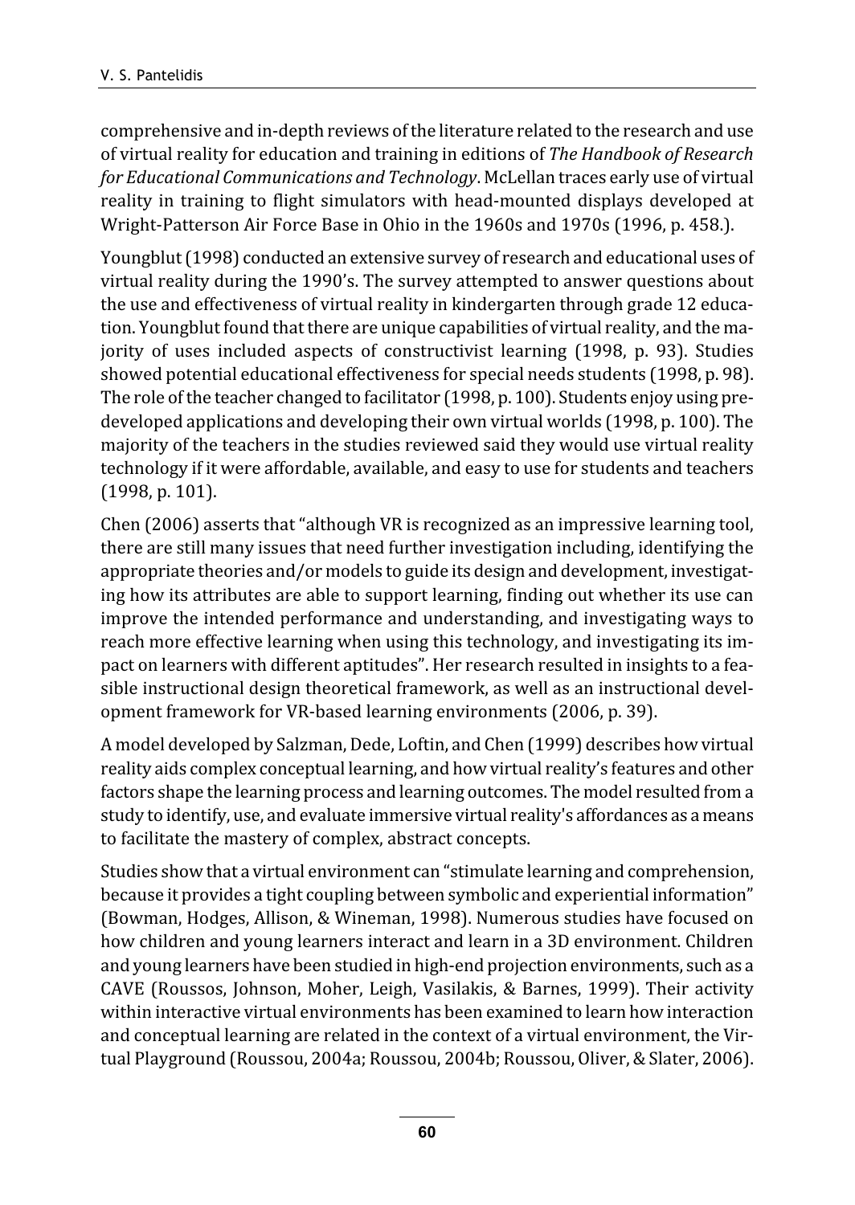comprehensive and in-depth reviews of the literature related to the research and use of virtual reality for education and training in editions of *The Handbook of Research for Educational Communications and Technology*. McLellan traces early use of virtual reality in training to flight simulators with head-mounted displays developed at Wright-Patterson Air Force Base in Ohio in the 1960s and 1970s (1996, p. 458.).

Youngblut (1998) conducted an extensive survey of research and educational uses of virtual reality during the 1990's. The survey attempted to answer questions about the use and effectiveness of virtual reality in kindergarten through grade 12 education. Youngblut found that there are unique capabilities of virtual reality, and the majority of uses included aspects of constructivist learning (1998, p. 93). Studies showed potential educational effectiveness for special needs students (1998, p. 98). The role of the teacher changed to facilitator (1998, p. 100). Students enjoy using pre-developed applications and developing their own virtual worlds (1998, p. 100). The majority of the teachers in the studies reviewed said they would use virtual reality technology if it were affordable, available, and easy to use for students and teachers (1998, p. 101).

Chen (2006) asserts that "although VR is recognized as an impressive learning tool, there are still many issues that need further investigation including, identifying the appropriate theories and/or models to guide its design and development, investigating how its attributes are able to support learning, finding out whether its use can improve the intended performance and understanding, and investigating ways to reach more effective learning when using this technology, and investigating its impact on learners with different aptitudes". Her research resulted in insights to a feasible instructional design theoretical framework, as well as an instructional development framework for VR-based learning environments (2006, p. 39).

A model developed by Salzman, Dede, Loftin, and Chen (1999) describes how virtual reality aids complex conceptual learning, and how virtual reality's features and other factors shape the learning process and learning outcomes. The model resulted from a study to identify, use, and evaluate immersive virtual reality's affordances as a means to facilitate the mastery of complex, abstract concepts.

Studies show that a virtual environment can "stimulate learning and comprehension, because it provides a tight coupling between symbolic and experiential information" (Bowman, Hodges, Allison, & Wineman, 1998). Numerous studies have focused on how children and young learners interact and learn in a 3D environment. Children and young learners have been studied in high-end projection environments, such as a CAVE (Roussos, Johnson, Moher, Leigh, Vasilakis, & Barnes, 1999). Their activity within interactive virtual environments has been examined to learn how interaction and conceptual learning are related in the context of a virtual environment, the Virtual Playground (Roussou, 2004a; Roussou, 2004b; Roussou, Oliver, & Slater, 2006).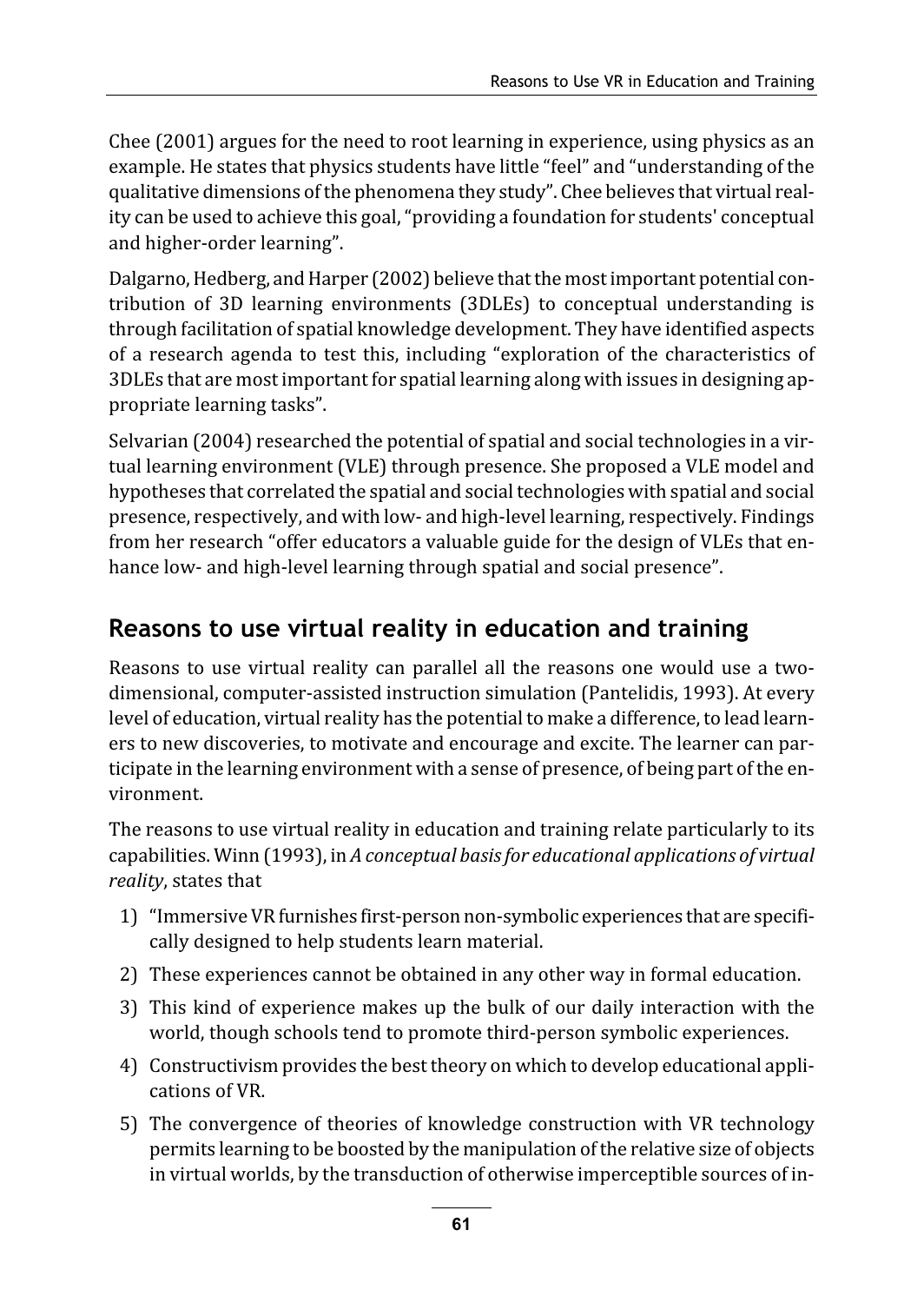Chee (2001) argues for the need to root learning in experience, using physics as an example. He states that physics students have little "feel" and "understanding of the qualitative dimensions of the phenomena they study". Chee believes that virtual reality can be used to achieve this goal, "providing a foundation for students' conceptual and higher-order learning".

Dalgarno, Hedberg, and Harper (2002) believe that the most important potential contribution of 3D learning environments (3DLEs) to conceptual understanding is through facilitation of spatial knowledge development. They have identified aspects of a research agenda to test this, including "exploration of the characteristics of 3DLEs that are most important for spatial learning along with issues in designing appropriate learning tasks".

Selvarian (2004) researched the potential of spatial and social technologies in a virtual learning environment (VLE) through presence. She proposed a VLE model and hypotheses that correlated the spatial and social technologies with spatial and social presence, respectively, and with low- and high-level learning, respectively. Findings from her research "offer educators a valuable guide for the design of VLEs that enhance low- and high-level learning through spatial and social presence".

## Reasons to use virtual reality in education and training

Reasons to use virtual reality can parallel all the reasons one would use a two-dimensional, computer-assisted instruction simulation (Pantelidis, 1993). At every level of education, virtual reality has the potential to make a difference, to lead learners to new discoveries, to motivate and encourage and excite. The learner can participate in the learning environment with a sense of presence, of being part of the environment.

The reasons to use virtual reality in education and training relate particularly to its capabilities. Winn (1993), in *A conceptual basis for educational applications of virtual reality*, states that

1) "Immersive VR furnishes first-person non-symbolic experiences that are specifically designed to help students learn material.
2) These experiences cannot be obtained in any other way in formal education.
3) This kind of experience makes up the bulk of our daily interaction with the world, though schools tend to promote third-person symbolic experiences.
4) Constructivism provides the best theory on which to develop educational applications of VR.
5) The convergence of theories of knowledge construction with VR technology permits learning to be boosted by the manipulation of the relative size of objects in virtual worlds, by the transduction of otherwise imperceptible sources of in-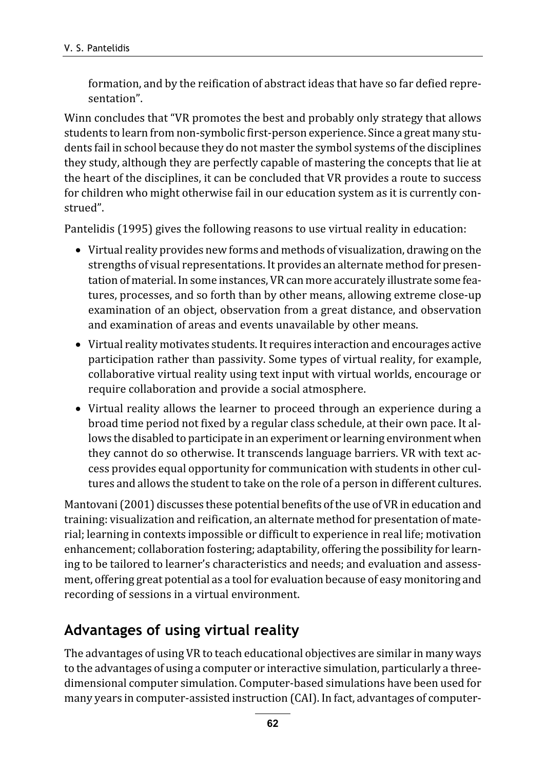formation, and by the reification of abstract ideas that have so far defied representation".

Winn concludes that "VR promotes the best and probably only strategy that allows students to learn from non-symbolic first-person experience. Since a great many students fail in school because they do not master the symbol systems of the disciplines they study, although they are perfectly capable of mastering the concepts that lie at the heart of the disciplines, it can be concluded that VR provides a route to success for children who might otherwise fail in our education system as it is currently construed".

Pantelidis (1995) gives the following reasons to use virtual reality in education:

- Virtual reality provides new forms and methods of visualization, drawing on the strengths of visual representations. It provides an alternate method for presentation of material. In some instances, VR can more accurately illustrate some features, processes, and so forth than by other means, allowing extreme close-up examination of an object, observation from a great distance, and observation and examination of areas and events unavailable by other means.
- Virtual reality motivates students. It requires interaction and encourages active participation rather than passivity. Some types of virtual reality, for example, collaborative virtual reality using text input with virtual worlds, encourage or require collaboration and provide a social atmosphere.
- Virtual reality allows the learner to proceed through an experience during a broad time period not fixed by a regular class schedule, at their own pace. It allows the disabled to participate in an experiment or learning environment when they cannot do so otherwise. It transcends language barriers. VR with text access provides equal opportunity for communication with students in other cultures and allows the student to take on the role of a person in different cultures.

Mantovani (2001) discusses these potential benefits of the use of VR in education and training: visualization and reification, an alternate method for presentation of material; learning in contexts impossible or difficult to experience in real life; motivation enhancement; collaboration fostering; adaptability, offering the possibility for learning to be tailored to learner's characteristics and needs; and evaluation and assessment, offering great potential as a tool for evaluation because of easy monitoring and recording of sessions in a virtual environment.

## Advantages of using virtual reality

The advantages of using VR to teach educational objectives are similar in many ways to the advantages of using a computer or interactive simulation, particularly a three-dimensional computer simulation. Computer-based simulations have been used for many years in computer-assisted instruction (CAI). In fact, advantages of computer-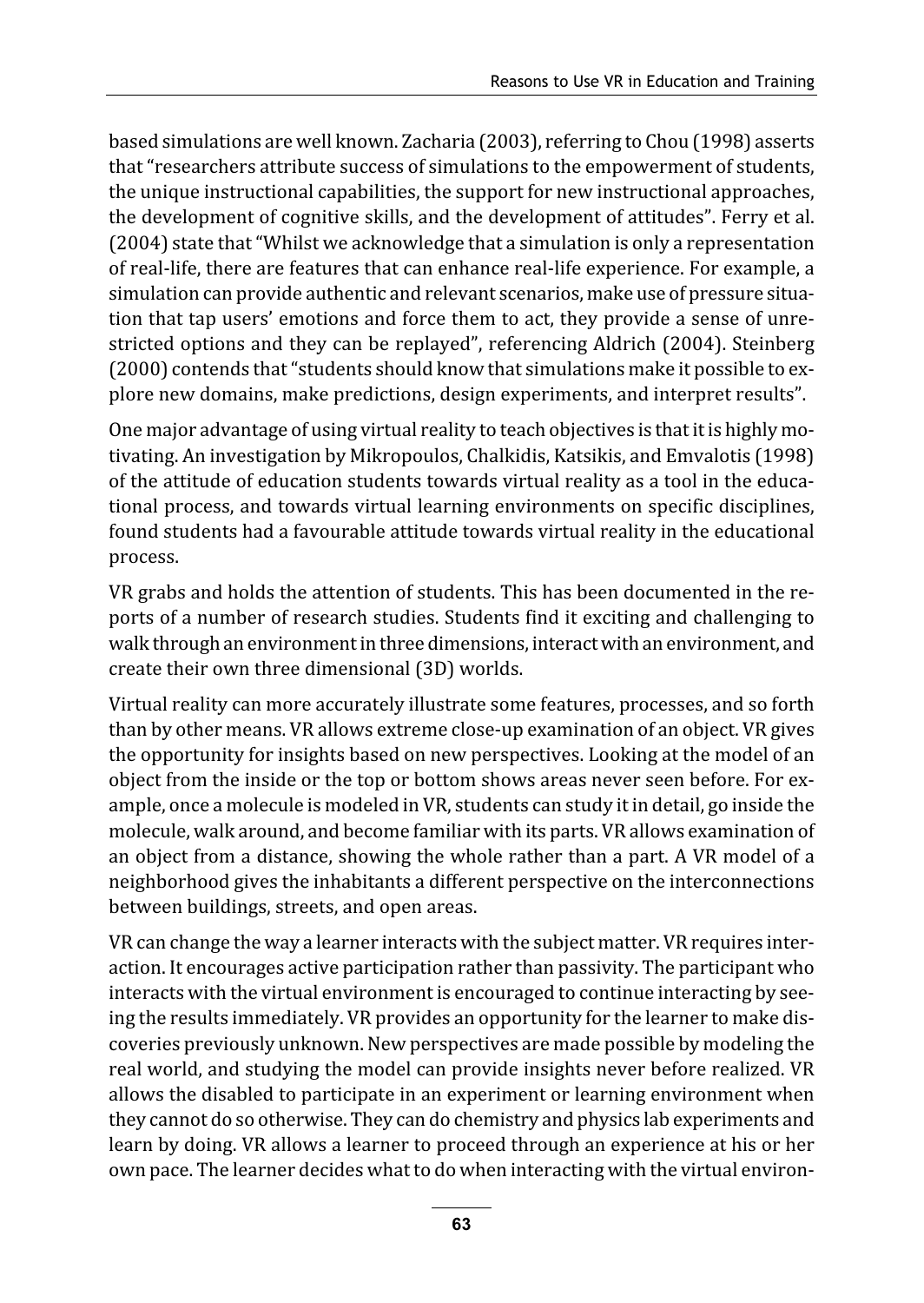based simulations are well known. Zacharia (2003), referring to Chou (1998) asserts that "researchers attribute success of simulations to the empowerment of students, the unique instructional capabilities, the support for new instructional approaches, the development of cognitive skills, and the development of attitudes". Ferry et al. (2004) state that "Whilst we acknowledge that a simulation is only a representation of real-life, there are features that can enhance real-life experience. For example, a simulation can provide authentic and relevant scenarios, make use of pressure situation that tap users' emotions and force them to act, they provide a sense of unrestricted options and they can be replayed", referencing Aldrich (2004). Steinberg (2000) contends that "students should know that simulations make it possible to explore new domains, make predictions, design experiments, and interpret results".

One major advantage of using virtual reality to teach objectives is that it is highly motivating. An investigation by Mikropoulos, Chalkidis, Katsikis, and Emvalotis (1998) of the attitude of education students towards virtual reality as a tool in the educational process, and towards virtual learning environments on specific disciplines, found students had a favourable attitude towards virtual reality in the educational process.

VR grabs and holds the attention of students. This has been documented in the reports of a number of research studies. Students find it exciting and challenging to walk through an environment in three dimensions, interact with an environment, and create their own three dimensional (3D) worlds.

Virtual reality can more accurately illustrate some features, processes, and so forth than by other means. VR allows extreme close-up examination of an object. VR gives the opportunity for insights based on new perspectives. Looking at the model of an object from the inside or the top or bottom shows areas never seen before. For example, once a molecule is modeled in VR, students can study it in detail, go inside the molecule, walk around, and become familiar with its parts. VR allows examination of an object from a distance, showing the whole rather than a part. A VR model of a neighborhood gives the inhabitants a different perspective on the interconnections between buildings, streets, and open areas.

VR can change the way a learner interacts with the subject matter. VR requires interaction. It encourages active participation rather than passivity. The participant who interacts with the virtual environment is encouraged to continue interacting by seeing the results immediately. VR provides an opportunity for the learner to make discoveries previously unknown. New perspectives are made possible by modeling the real world, and studying the model can provide insights never before realized. VR allows the disabled to participate in an experiment or learning environment when they cannot do so otherwise. They can do chemistry and physics lab experiments and learn by doing. VR allows a learner to proceed through an experience at his or her own pace. The learner decides what to do when interacting with the virtual environ-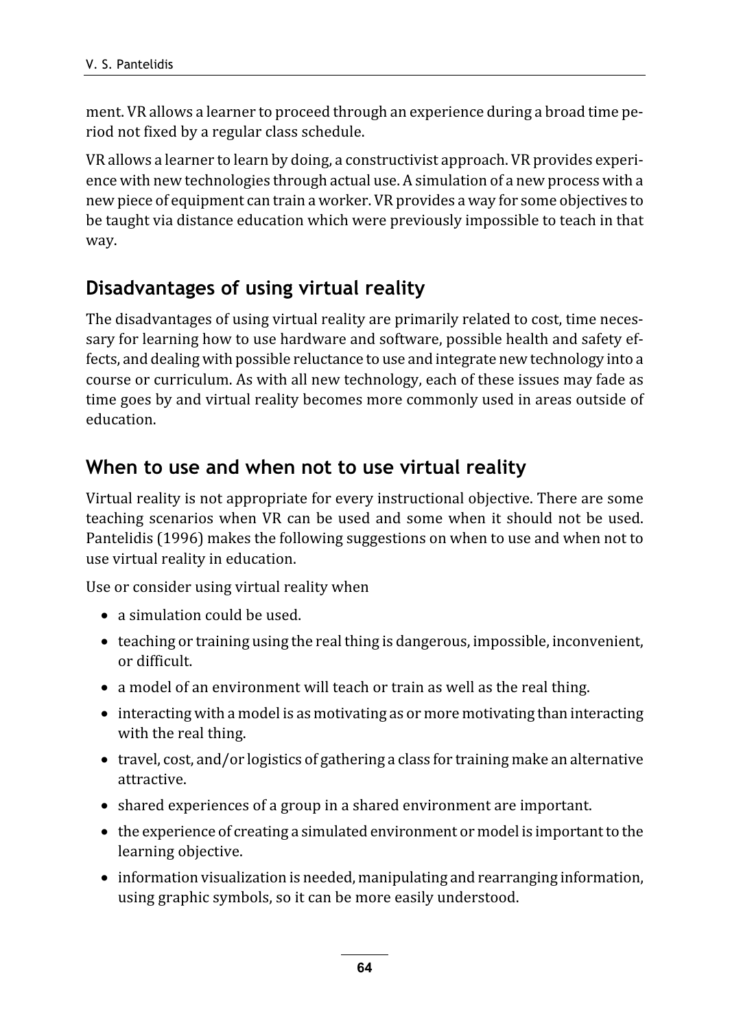ment. VR allows a learner to proceed through an experience during a broad time period not fixed by a regular class schedule.

VR allows a learner to learn by doing, a constructivist approach. VR provides experience with new technologies through actual use. A simulation of a new process with a new piece of equipment can train a worker. VR provides a way for some objectives to be taught via distance education which were previously impossible to teach in that way.

## Disadvantages of using virtual reality

The disadvantages of using virtual reality are primarily related to cost, time necessary for learning how to use hardware and software, possible health and safety effects, and dealing with possible reluctance to use and integrate new technology into a course or curriculum. As with all new technology, each of these issues may fade as time goes by and virtual reality becomes more commonly used in areas outside of education.

## When to use and when not to use virtual reality

Virtual reality is not appropriate for every instructional objective. There are some teaching scenarios when VR can be used and some when it should not be used. Pantelidis (1996) makes the following suggestions on when to use and when not to use virtual reality in education.

Use or consider using virtual reality when

- a simulation could be used.
- teaching or training using the real thing is dangerous, impossible, inconvenient, or difficult.
- a model of an environment will teach or train as well as the real thing.
- interacting with a model is as motivating as or more motivating than interacting with the real thing.
- travel, cost, and/or logistics of gathering a class for training make an alternative attractive.
- shared experiences of a group in a shared environment are important.
- the experience of creating a simulated environment or model is important to the learning objective.
- information visualization is needed, manipulating and rearranging information, using graphic symbols, so it can be more easily understood.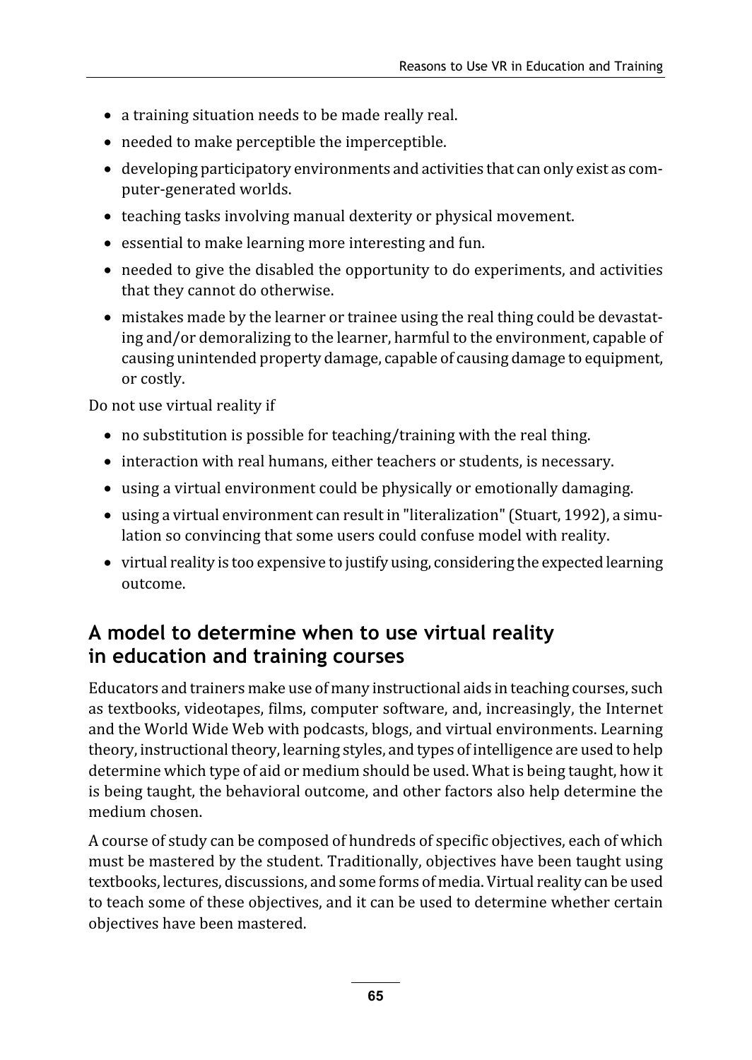- a training situation needs to be made really real.
- needed to make perceptible the imperceptible.
- developing participatory environments and activities that can only exist as computer-generated worlds.
- teaching tasks involving manual dexterity or physical movement.
- essential to make learning more interesting and fun.
- needed to give the disabled the opportunity to do experiments, and activities that they cannot do otherwise.
- mistakes made by the learner or trainee using the real thing could be devastating and/or demoralizing to the learner, harmful to the environment, capable of causing unintended property damage, capable of causing damage to equipment, or costly.

Do not use virtual reality if

- no substitution is possible for teaching/training with the real thing.
- interaction with real humans, either teachers or students, is necessary.
- using a virtual environment could be physically or emotionally damaging.
- using a virtual environment can result in "literalization" (Stuart, 1992), a simulation so convincing that some users could confuse model with reality.
- virtual reality is too expensive to justify using, considering the expected learning outcome.

## A model to determine when to use virtual reality in education and training courses

Educators and trainers make use of many instructional aids in teaching courses, such as textbooks, videotapes, films, computer software, and, increasingly, the Internet and the World Wide Web with podcasts, blogs, and virtual environments. Learning theory, instructional theory, learning styles, and types of intelligence are used to help determine which type of aid or medium should be used. What is being taught, how it is being taught, the behavioral outcome, and other factors also help determine the medium chosen.

A course of study can be composed of hundreds of specific objectives, each of which must be mastered by the student. Traditionally, objectives have been taught using textbooks, lectures, discussions, and some forms of media. Virtual reality can be used to teach some of these objectives, and it can be used to determine whether certain objectives have been mastered.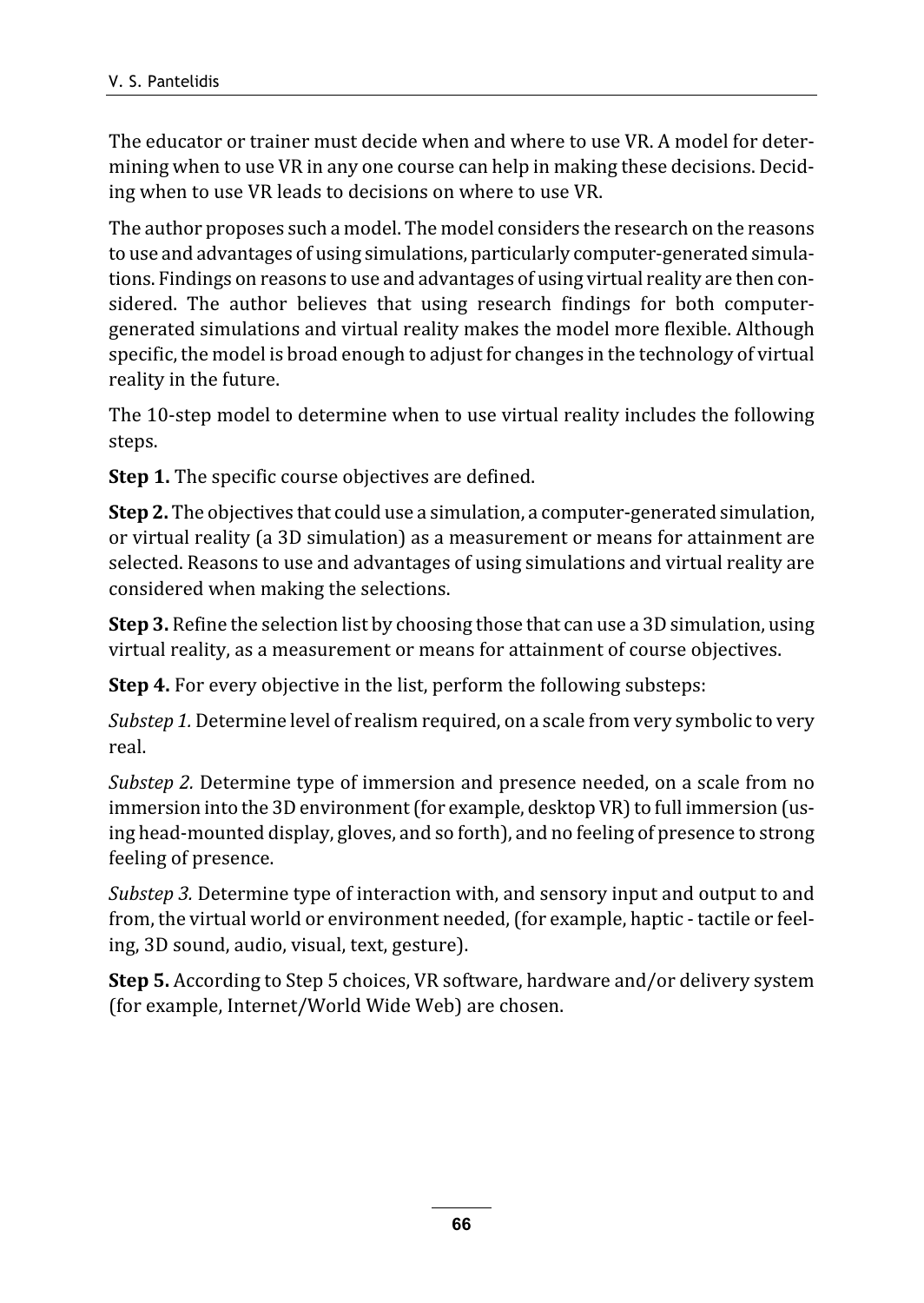The educator or trainer must decide when and where to use VR. A model for determining when to use VR in any one course can help in making these decisions. Deciding when to use VR leads to decisions on where to use VR.

The author proposes such a model. The model considers the research on the reasons to use and advantages of using simulations, particularly computer-generated simulations. Findings on reasons to use and advantages of using virtual reality are then considered. The author believes that using research findings for both computer-generated simulations and virtual reality makes the model more flexible. Although specific, the model is broad enough to adjust for changes in the technology of virtual reality in the future.

The 10-step model to determine when to use virtual reality includes the following steps.

**Step 1.** The specific course objectives are defined.

**Step 2.** The objectives that could use a simulation, a computer-generated simulation, or virtual reality (a 3D simulation) as a measurement or means for attainment are selected. Reasons to use and advantages of using simulations and virtual reality are considered when making the selections.

**Step 3.** Refine the selection list by choosing those that can use a 3D simulation, using virtual reality, as a measurement or means for attainment of course objectives.

**Step 4.** For every objective in the list, perform the following substeps:

*Substep 1.* Determine level of realism required, on a scale from very symbolic to very real.

*Substep 2.* Determine type of immersion and presence needed, on a scale from no immersion into the 3D environment (for example, desktop VR) to full immersion (using head-mounted display, gloves, and so forth), and no feeling of presence to strong feeling of presence.

*Substep 3.* Determine type of interaction with, and sensory input and output to and from, the virtual world or environment needed, (for example, haptic - tactile or feeling, 3D sound, audio, visual, text, gesture).

**Step 5.** According to Step 5 choices, VR software, hardware and/or delivery system (for example, Internet/World Wide Web) are chosen.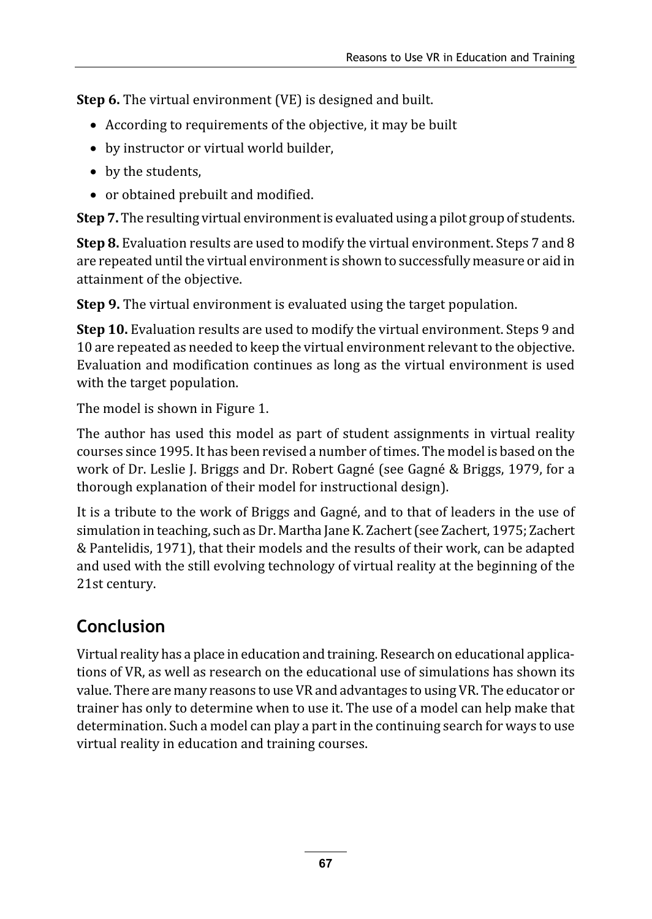**Step 6.** The virtual environment (VE) is designed and built.

- According to requirements of the objective, it may be built
- by instructor or virtual world builder,
- by the students,
- or obtained prebuilt and modified.

**Step 7.** The resulting virtual environment is evaluated using a pilot group of students.

**Step 8.** Evaluation results are used to modify the virtual environment. Steps 7 and 8 are repeated until the virtual environment is shown to successfully measure or aid in attainment of the objective.

**Step 9.** The virtual environment is evaluated using the target population.

**Step 10.** Evaluation results are used to modify the virtual environment. Steps 9 and 10 are repeated as needed to keep the virtual environment relevant to the objective. Evaluation and modification continues as long as the virtual environment is used with the target population.

The model is shown in Figure 1.

The author has used this model as part of student assignments in virtual reality courses since 1995. It has been revised a number of times. The model is based on the work of Dr. Leslie J. Briggs and Dr. Robert Gagné (see Gagné & Briggs, 1979, for a thorough explanation of their model for instructional design).

It is a tribute to the work of Briggs and Gagné, and to that of leaders in the use of simulation in teaching, such as Dr. Martha Jane K. Zachert (see Zachert, 1975; Zachert & Pantelidis, 1971), that their models and the results of their work, can be adapted and used with the still evolving technology of virtual reality at the beginning of the 21st century.

## Conclusion

Virtual reality has a place in education and training. Research on educational applications of VR, as well as research on the educational use of simulations has shown its value. There are many reasons to use VR and advantages to using VR. The educator or trainer has only to determine when to use it. The use of a model can help make that determination. Such a model can play a part in the continuing search for ways to use virtual reality in education and training courses.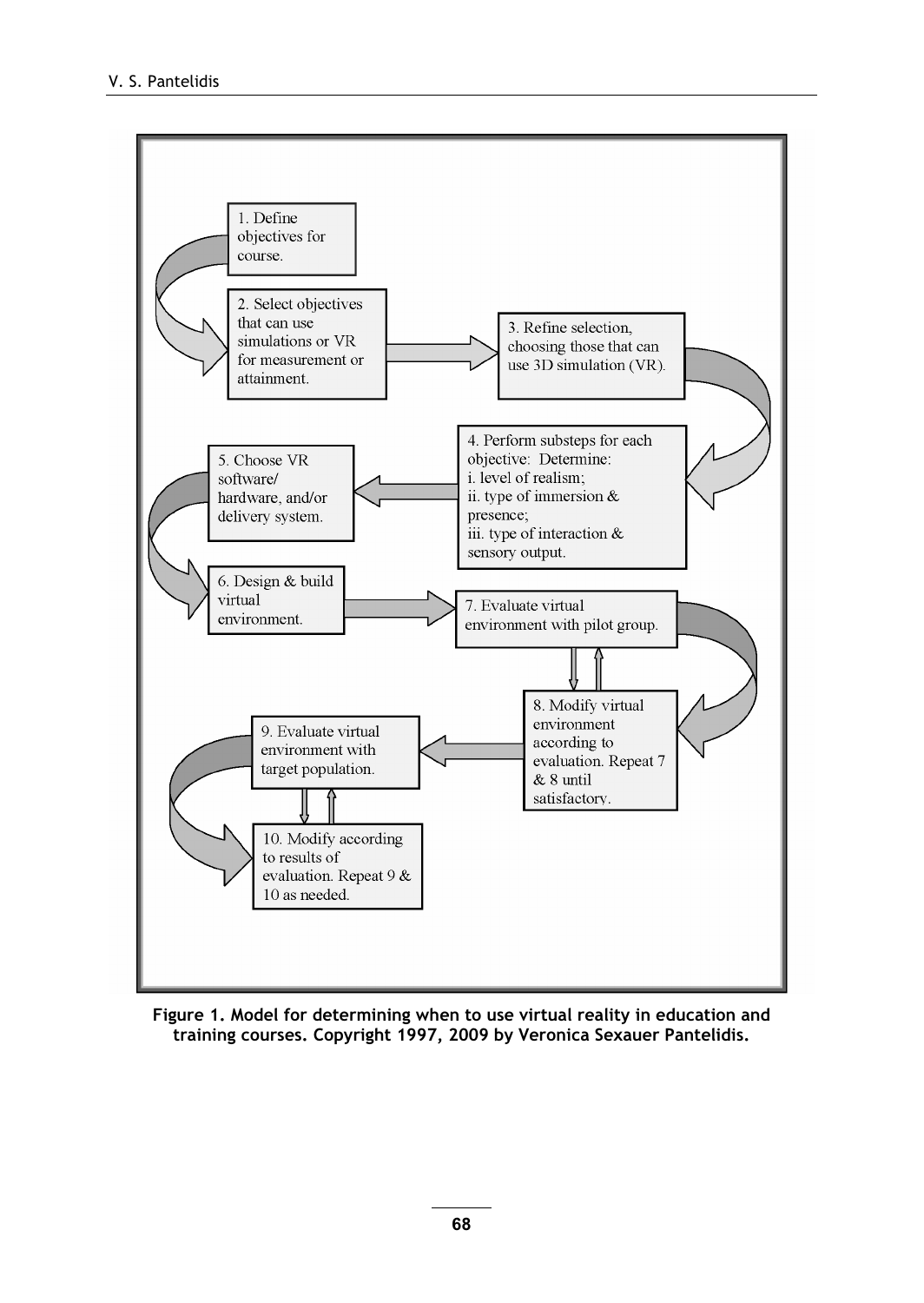1. Define objectives for course.

2. Select objectives that can use simulations or VR for measurement or attainment.

3. Refine selection, choosing those that can use 3D simulation (VR).

4. Perform substeps for each objective: Determine:
i. level of realism;
ii. type of immersion & presence;
iii. type of interaction & sensory output.

5. Choose VR software/ hardware, and/or delivery system.

6. Design & build virtual environment.

7. Evaluate virtual environment with pilot group.

8. Modify virtual environment according to evaluation. Repeat 7 & 8 until satisfactory.

9. Evaluate virtual environment with target population.

10. Modify according to results of evaluation. Repeat 9 & 10 as needed.

**Figure 1. Model for determining when to use virtual reality in education and training courses. Copyright 1997, 2009 by Veronica Sexauer Pantelidis.**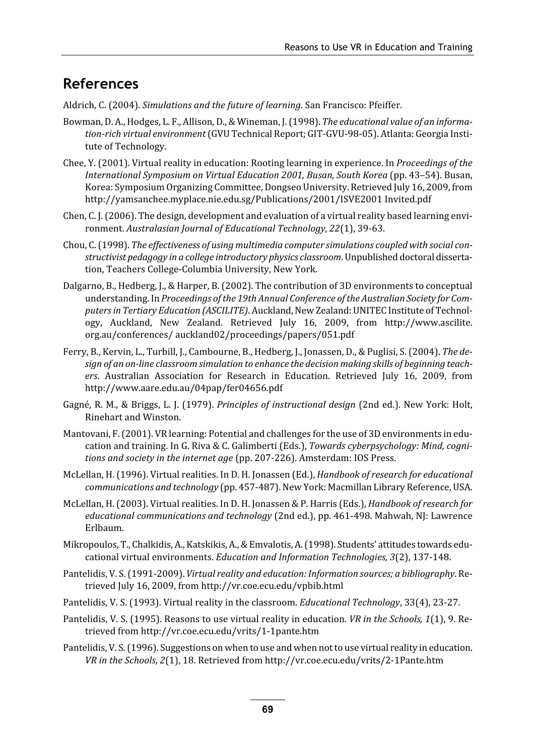## References

Aldrich, C. (2004). *Simulations and the future of learning*. San Francisco: Pfeiffer.

Bowman, D. A., Hodges, L. F., Allison, D., & Wineman, J. (1998). *The educational value of an information-rich virtual environment* (GVU Technical Report; GIT-GVU-98-05). Atlanta: Georgia Institute of Technology.

Chee, Y. (2001). Virtual reality in education: Rooting learning in experience. In *Proceedings of the International Symposium on Virtual Education 2001, Busan, South Korea* (pp. 43–54). Busan, Korea: Symposium Organizing Committee, Dongseo University. Retrieved July 16, 2009, from http://yamsanchee.myplace.nie.edu.sg/Publications/2001/ISVE2001 Invited.pdf

Chen, C. J. (2006). The design, development and evaluation of a virtual reality based learning environment. *Australasian Journal of Educational Technology, 22*(1), 39-63.

Chou, C. (1998). *The effectiveness of using multimedia computer simulations coupled with social constructivist pedagogy in a college introductory physics classroom*. Unpublished doctoral dissertation, Teachers College-Columbia University, New York.

Dalgarno, B., Hedberg, J., & Harper, B. (2002). The contribution of 3D environments to conceptual understanding. In *Proceedings of the 19th Annual Conference of the Australian Society for Computers in Tertiary Education (ASCILITE)*. Auckland, New Zealand: UNITEC Institute of Technology, Auckland, New Zealand. Retrieved July 16, 2009, from http://www.ascilite.org.au/conferences/ auckland02/proceedings/papers/051.pdf

Ferry, B., Kervin, L., Turbill, J., Cambourne, B., Hedberg, J., Jonassen, D., & Puglisi, S. (2004). *The design of an on-line classroom simulation to enhance the decision making skills of beginning teachers*. Australian Association for Research in Education. Retrieved July 16, 2009, from http://www.aare.edu.au/04pap/fer04656.pdf

Gagné, R. M., & Briggs, L. J. (1979). *Principles of instructional design* (2nd ed.). New York: Holt, Rinehart and Winston.

Mantovani, F. (2001). VR learning: Potential and challenges for the use of 3D environments in education and training. In G. Riva & C. Galimberti (Eds.), *Towards cyberpsychology: Mind, cognitions and society in the internet age* (pp. 207-226). Amsterdam: IOS Press.

McLellan, H. (1996). Virtual realities. In D. H. Jonassen (Ed.), *Handbook of research for educational communications and technology* (pp. 457-487). New York: Macmillan Library Reference, USA.

McLellan, H. (2003). Virtual realities. In D. H. Jonassen & P. Harris (Eds.), *Handbook of research for educational communications and technology* (2nd ed.), pp. 461-498. Mahwah, NJ: Lawrence Erlbaum.

Mikropoulos, T., Chalkidis, A., Katskikis, A., & Emvalotis, A. (1998). Students' attitudes towards educational virtual environments. *Education and Information Technologies, 3*(2), 137-148.

Pantelidis, V. S. (1991-2009). *Virtual reality and education: Information sources; a bibliography*. Retrieved July 16, 2009, from http://vr.coe.ecu.edu/vpbib.html

Pantelidis, V. S. (1993). Virtual reality in the classroom. *Educational Technology*, 33(4), 23-27.

Pantelidis, V. S. (1995). Reasons to use virtual reality in education. *VR in the Schools, 1*(1), 9. Retrieved from http://vr.coe.ecu.edu/vrits/1-1pante.htm

Pantelidis, V. S. (1996). Suggestions on when to use and when not to use virtual reality in education. *VR in the Schools, 2*(1), 18. Retrieved from http://vr.coe.ecu.edu/vrits/2-1Pante.htm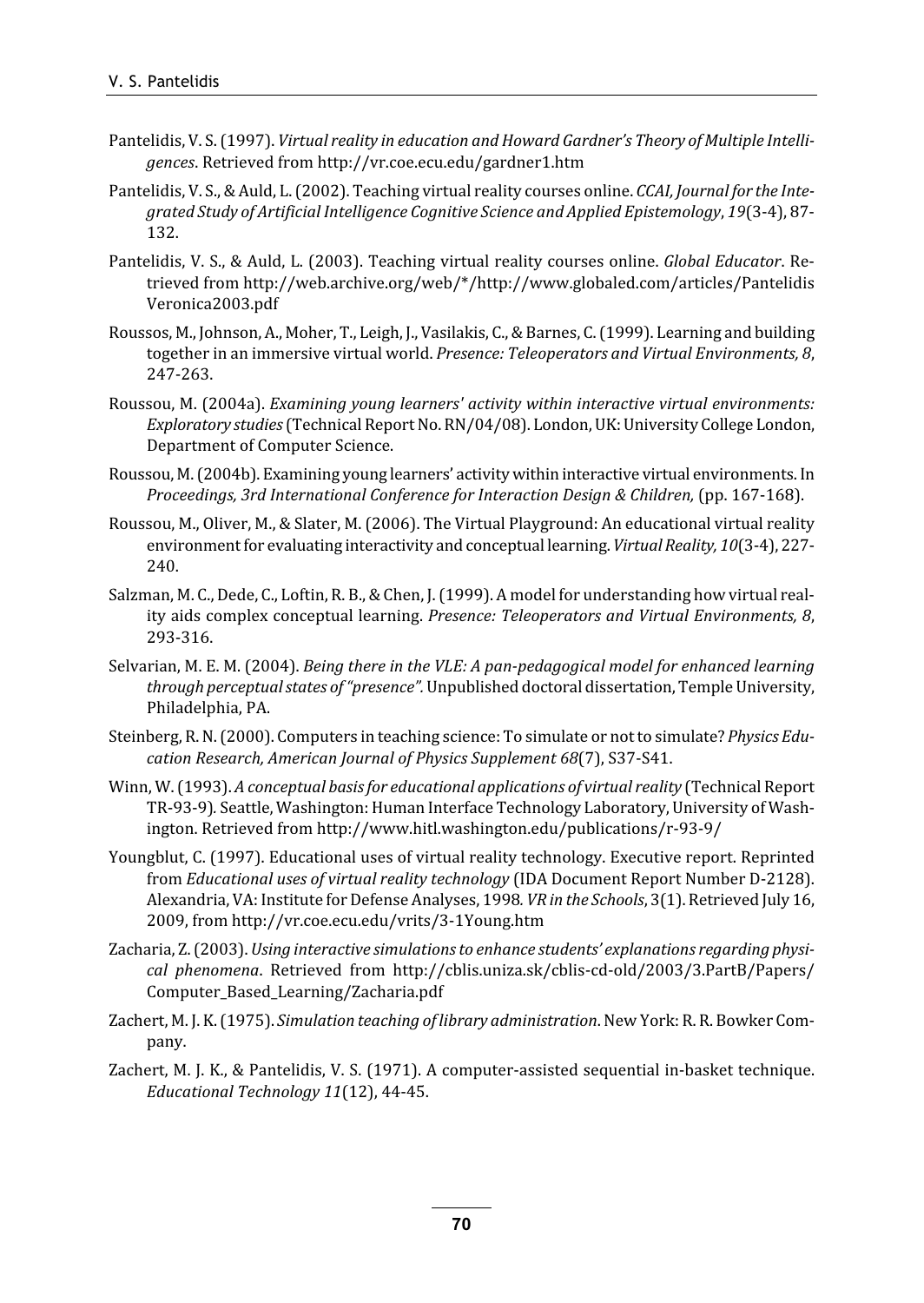Pantelidis, V. S. (1997). *Virtual reality in education and Howard Gardner's Theory of Multiple Intelligences*. Retrieved from http://vr.coe.ecu.edu/gardner1.htm

Pantelidis, V. S., & Auld, L. (2002). Teaching virtual reality courses online. *CCAI, Journal for the Integrated Study of Artificial Intelligence Cognitive Science and Applied Epistemology*, *19*(3-4), 87-132.

Pantelidis, V. S., & Auld, L. (2003). Teaching virtual reality courses online. *Global Educator*. Retrieved from http://web.archive.org/web/*/http://www.globaled.com/articles/PantelidisVeronica2003.pdf

Roussos, M., Johnson, A., Moher, T., Leigh, J., Vasilakis, C., & Barnes, C. (1999). Learning and building together in an immersive virtual world. *Presence: Teleoperators and Virtual Environments, 8*, 247-263.

Roussou, M. (2004a). *Examining young learners' activity within interactive virtual environments: Exploratory studies* (Technical Report No. RN/04/08). London, UK: University College London, Department of Computer Science.

Roussou, M. (2004b). Examining young learners' activity within interactive virtual environments. In *Proceedings, 3rd International Conference for Interaction Design & Children,* (pp. 167-168).

Roussou, M., Oliver, M., & Slater, M. (2006). The Virtual Playground: An educational virtual reality environment for evaluating interactivity and conceptual learning. *Virtual Reality, 10*(3-4), 227-240.

Salzman, M. C., Dede, C., Loftin, R. B., & Chen, J. (1999). A model for understanding how virtual reality aids complex conceptual learning. *Presence: Teleoperators and Virtual Environments, 8*, 293-316.

Selvarian, M. E. M. (2004). *Being there in the VLE: A pan-pedagogical model for enhanced learning through perceptual states of "presence".* Unpublished doctoral dissertation, Temple University, Philadelphia, PA.

Steinberg, R. N. (2000). Computers in teaching science: To simulate or not to simulate? *Physics Education Research, American Journal of Physics Supplement 68*(7), S37-S41.

Winn, W. (1993). *A conceptual basis for educational applications of virtual reality* (Technical Report TR-93-9)*.* Seattle, Washington: Human Interface Technology Laboratory, University of Washington. Retrieved from http://www.hitl.washington.edu/publications/r-93-9/

Youngblut, C. (1997). Educational uses of virtual reality technology. Executive report. Reprinted from *Educational uses of virtual reality technology* (IDA Document Report Number D-2128). Alexandria, VA: Institute for Defense Analyses, 1998*. VR in the Schools*, 3(1). Retrieved July 16, 2009, from http://vr.coe.ecu.edu/vrits/3-1Young.htm

Zacharia, Z. (2003). *Using interactive simulations to enhance students' explanations regarding physical phenomena*. Retrieved from http://cblis.uniza.sk/cblis-cd-old/2003/3.PartB/Papers/Computer_Based_Learning/Zacharia.pdf

Zachert, M. J. K. (1975). *Simulation teaching of library administration*. New York: R. R. Bowker Company.

Zachert, M. J. K., & Pantelidis, V. S. (1971). A computer-assisted sequential in-basket technique. *Educational Technology 11*(12), 44-45.